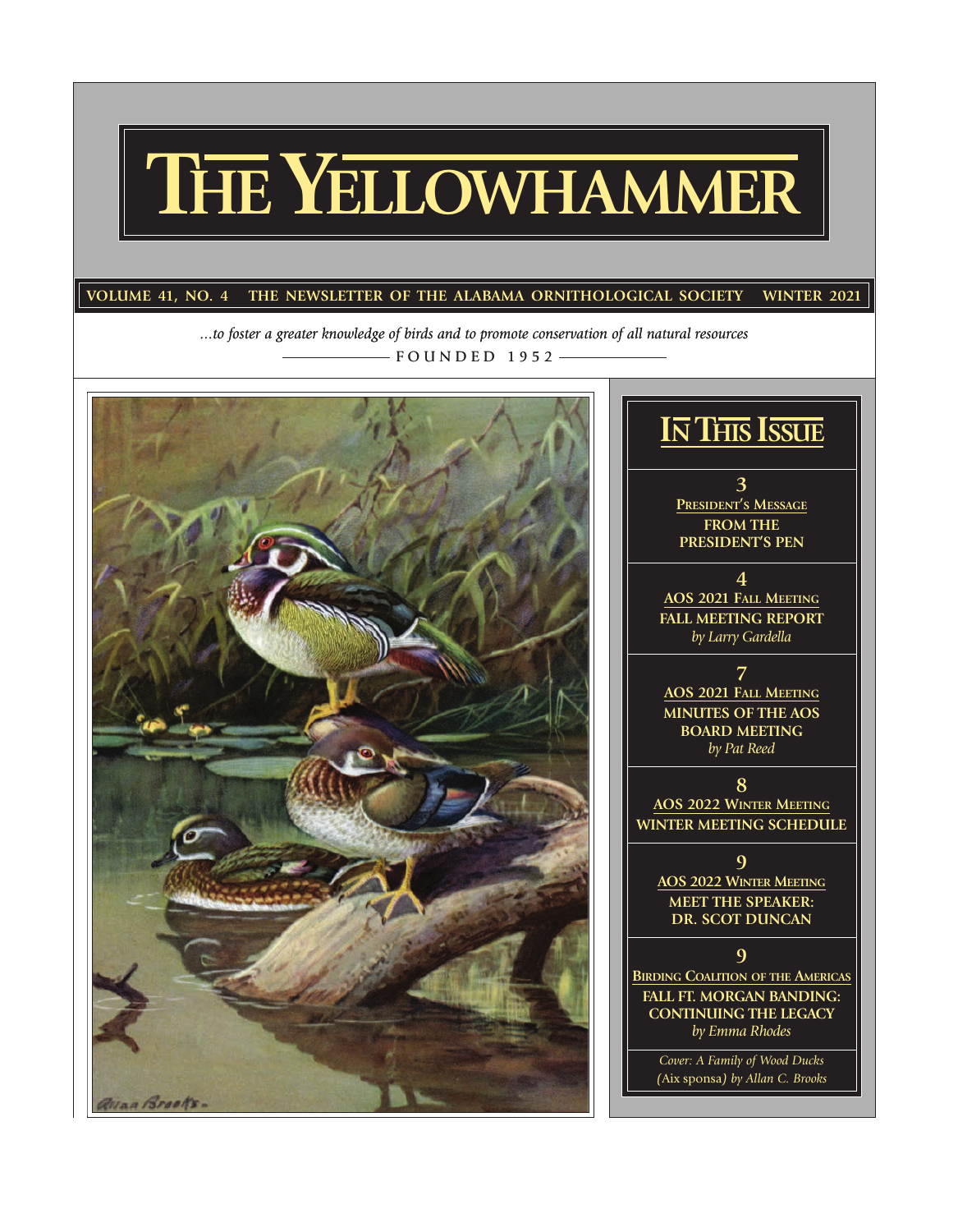# THE YELLOWHAMMER

**VOLUME 41, NO. 4 THE NEWSLETTER OF THE ALABAMA ORNITHOLOGICAL SOCIETY WINTER 2021**

*...to foster a greater knowledge of birds and to promote conservation of all natural resources*

FOUNDED 1952

## IN THIS ISSUE

**3**
PRESIDENT'S MESSAGE
**FROM THE PRESIDENT'S PEN**

**4**
AOS 2021 FALL MEETING
**FALL MEETING REPORT**
*by Larry Gardella*

**7**
AOS 2021 FALL MEETING
**MINUTES OF THE AOS BOARD MEETING**
*by Pat Reed*

**8**
AOS 2022 WINTER MEETING
**WINTER MEETING SCHEDULE**

**9**
AOS 2022 WINTER MEETING
**MEET THE SPEAKER: DR. SCOT DUNCAN**

**9**
BIRDING COALITION OF THE AMERICAS
**FALL FT. MORGAN BANDING: CONTINUING THE LEGACY**
*by Emma Rhodes*

*Cover: A Family of Wood Ducks (*Aix sponsa*) by Allan C. Brooks*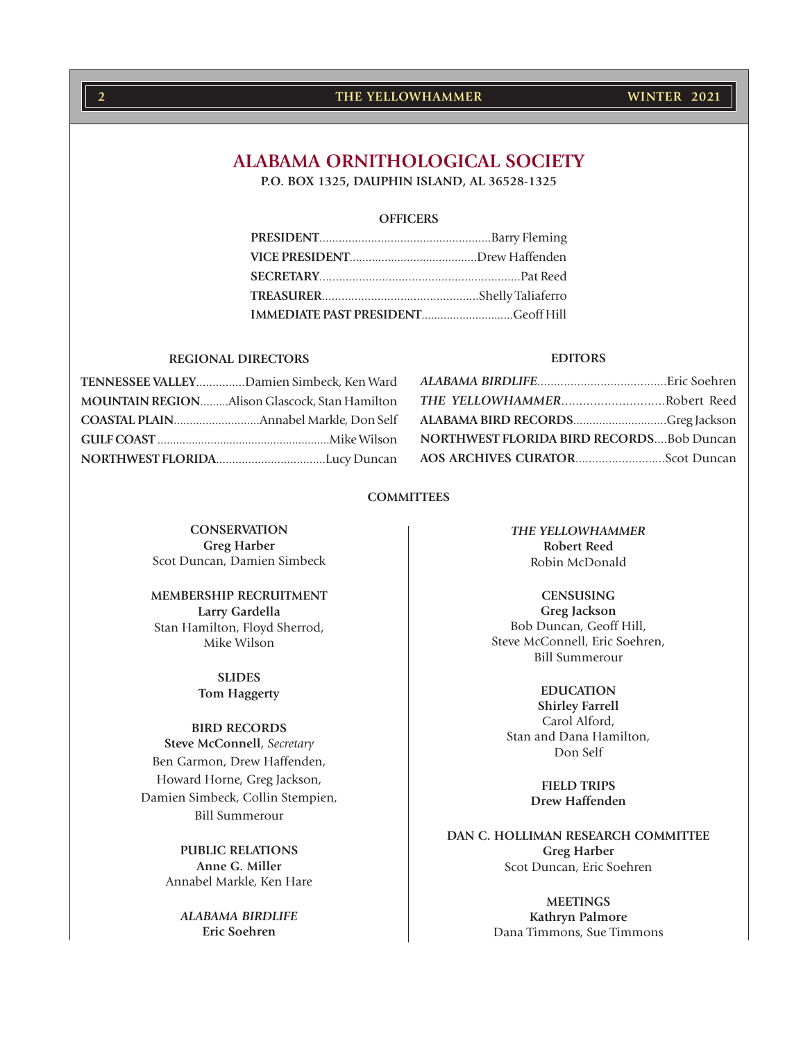# ALABAMA ORNITHOLOGICAL SOCIETY

**P.O. BOX 1325, DAUPHIN ISLAND, AL 36528-1325**

## OFFICERS

**PRESIDENT**....................................................Barry Fleming
**VICE PRESIDENT**......................................Drew Haffenden
**SECRETARY**............................................................Pat Reed
**TREASURER**................................................Shelly Taliaferro
**IMMEDIATE PAST PRESIDENT**...........................Geoff Hill

## REGIONAL DIRECTORS

**TENNESSEE VALLEY**...............Damien Simbeck, Ken Ward
**MOUNTAIN REGION**.........Alison Glascock, Stan Hamilton
**COASTAL PLAIN**...........................Annabel Markle, Don Self
**GULF COAST**......................................................Mike Wilson
**NORTHWEST FLORIDA**..................................Lucy Duncan

## EDITORS

***ALABAMA BIRDLIFE***.......................................Eric Soehren
***THE YELLOWHAMMER***.............................Robert Reed
**ALABAMA BIRD RECORDS**.............................Greg Jackson
**NORTHWEST FLORIDA BIRD RECORDS**....Bob Duncan
**AOS ARCHIVES CURATOR**...........................Scot Duncan

## COMMITTEES

**CONSERVATION**
**Greg Harber**
Scot Duncan, Damien Simbeck

**MEMBERSHIP RECRUITMENT**
**Larry Gardella**
Stan Hamilton, Floyd Sherrod, Mike Wilson

**SLIDES**
**Tom Haggerty**

**BIRD RECORDS**
**Steve McConnell**, *Secretary*
Ben Garmon, Drew Haffenden, Howard Horne, Greg Jackson, Damien Simbeck, Collin Stempien, Bill Summerour

**PUBLIC RELATIONS**
**Anne G. Miller**
Annabel Markle, Ken Hare

***ALABAMA BIRDLIFE***
**Eric Soehren**

***THE YELLOWHAMMER***
**Robert Reed**
Robin McDonald

**CENSUSING**
**Greg Jackson**
Bob Duncan, Geoff Hill, Steve McConnell, Eric Soehren, Bill Summerour

**EDUCATION**
**Shirley Farrell**
Carol Alford, Stan and Dana Hamilton, Don Self

**FIELD TRIPS**
**Drew Haffenden**

**DAN C. HOLLIMAN RESEARCH COMMITTEE**
**Greg Harber**
Scot Duncan, Eric Soehren

**MEETINGS**
**Kathryn Palmore**
Dana Timmons, Sue Timmons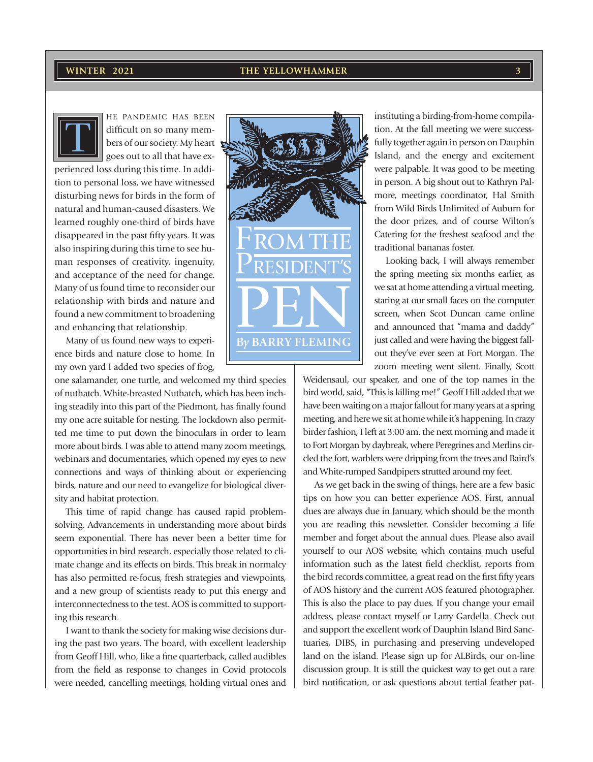# From the President's Pen

*By* **BARRY FLEMING**

The pandemic has been difficult on so many members of our society. My heart goes out to all that have experienced loss during this time. In addition to personal loss, we have witnessed disturbing news for birds in the form of natural and human-caused disasters. We learned roughly one-third of birds have disappeared in the past fifty years. It was also inspiring during this time to see human responses of creativity, ingenuity, and acceptance of the need for change. Many of us found time to reconsider our relationship with birds and nature and found a new commitment to broadening and enhancing that relationship.

Many of us found new ways to experience birds and nature close to home. In my own yard I added two species of frog, one salamander, one turtle, and welcomed my third species of nuthatch. White-breasted Nuthatch, which has been inching steadily into this part of the Piedmont, has finally found my one acre suitable for nesting. The lockdown also permitted me time to put down the binoculars in order to learn more about birds. I was able to attend many zoom meetings, webinars and documentaries, which opened my eyes to new connections and ways of thinking about or experiencing birds, nature and our need to evangelize for biological diversity and habitat protection.

This time of rapid change has caused rapid problem-solving. Advancements in understanding more about birds seem exponential. There has never been a better time for opportunities in bird research, especially those related to climate change and its effects on birds. This break in normalcy has also permitted re-focus, fresh strategies and viewpoints, and a new group of scientists ready to put this energy and interconnectedness to the test. AOS is committed to supporting this research.

I want to thank the society for making wise decisions during the past two years. The board, with excellent leadership from Geoff Hill, who, like a fine quarterback, called audibles from the field as response to changes in Covid protocols were needed, cancelling meetings, holding virtual ones and instituting a birding-from-home compilation. At the fall meeting we were successfully together again in person on Dauphin Island, and the energy and excitement were palpable. It was good to be meeting in person. A big shout out to Kathryn Palmore, meetings coordinator, Hal Smith from Wild Birds Unlimited of Auburn for the door prizes, and of course Wilton's Catering for the freshest seafood and the traditional bananas foster.

Looking back, I will always remember the spring meeting six months earlier, as we sat at home attending a virtual meeting, staring at our small faces on the computer screen, when Scot Duncan came online and announced that "mama and daddy" just called and were having the biggest fallout they've ever seen at Fort Morgan. The zoom meeting went silent. Finally, Scott Weidensaul, our speaker, and one of the top names in the bird world, said, "This is killing me!" Geoff Hill added that we have been waiting on a major fallout for many years at a spring meeting, and here we sit at home while it's happening. In crazy birder fashion, I left at 3:00 am. the next morning and made it to Fort Morgan by daybreak, where Peregrines and Merlins circled the fort, warblers were dripping from the trees and Baird's and White-rumped Sandpipers strutted around my feet.

As we get back in the swing of things, here are a few basic tips on how you can better experience AOS. First, annual dues are always due in January, which should be the month you are reading this newsletter. Consider becoming a life member and forget about the annual dues. Please also avail yourself to our AOS website, which contains much useful information such as the latest field checklist, reports from the bird records committee, a great read on the first fifty years of AOS history and the current AOS featured photographer. This is also the place to pay dues. If you change your email address, please contact myself or Larry Gardella. Check out and support the excellent work of Dauphin Island Bird Sanctuaries, DIBS, in purchasing and preserving undeveloped land on the island. Please sign up for ALBirds, our on-line discussion group. It is still the quickest way to get out a rare bird notification, or ask questions about tertial feather pat-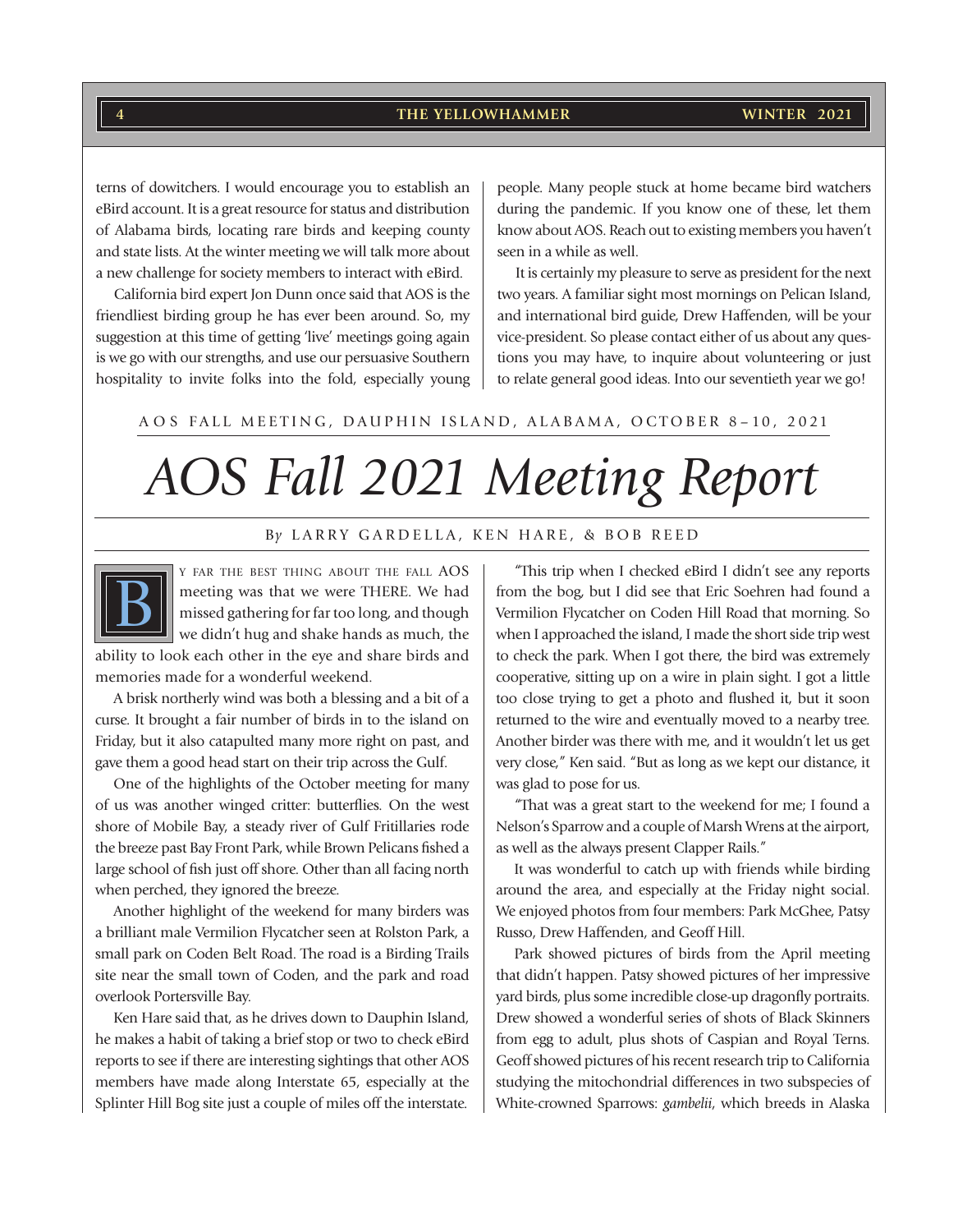terns of dowitchers. I would encourage you to establish an eBird account. It is a great resource for status and distribution of Alabama birds, locating rare birds and keeping county and state lists. At the winter meeting we will talk more about a new challenge for society members to interact with eBird.

California bird expert Jon Dunn once said that AOS is the friendliest birding group he has ever been around. So, my suggestion at this time of getting 'live' meetings going again is we go with our strengths, and use our persuasive Southern hospitality to invite folks into the fold, especially young people. Many people stuck at home became bird watchers during the pandemic. If you know one of these, let them know about AOS. Reach out to existing members you haven't seen in a while as well.

It is certainly my pleasure to serve as president for the next two years. A familiar sight most mornings on Pelican Island, and international bird guide, Drew Haffenden, will be your vice-president. So please contact either of us about any questions you may have, to inquire about volunteering or just to relate general good ideas. Into our seventieth year we go!

AOS FALL MEETING, DAUPHIN ISLAND, ALABAMA, OCTOBER 8–10, 2021

# *AOS Fall 2021 Meeting Report*

*By* LARRY GARDELLA, KEN HARE, & BOB REED

By far the best thing about the fall AOS meeting was that we were THERE. We had missed gathering for far too long, and though we didn't hug and shake hands as much, the ability to look each other in the eye and share birds and memories made for a wonderful weekend.

A brisk northerly wind was both a blessing and a bit of a curse. It brought a fair number of birds in to the island on Friday, but it also catapulted many more right on past, and gave them a good head start on their trip across the Gulf.

One of the highlights of the October meeting for many of us was another winged critter: butterflies. On the west shore of Mobile Bay, a steady river of Gulf Fritillaries rode the breeze past Bay Front Park, while Brown Pelicans fished a large school of fish just off shore. Other than all facing north when perched, they ignored the breeze.

Another highlight of the weekend for many birders was a brilliant male Vermilion Flycatcher seen at Rolston Park, a small park on Coden Belt Road. The road is a Birding Trails site near the small town of Coden, and the park and road overlook Portersville Bay.

Ken Hare said that, as he drives down to Dauphin Island, he makes a habit of taking a brief stop or two to check eBird reports to see if there are interesting sightings that other AOS members have made along Interstate 65, especially at the Splinter Hill Bog site just a couple of miles off the interstate.

"This trip when I checked eBird I didn't see any reports from the bog, but I did see that Eric Soehren had found a Vermilion Flycatcher on Coden Hill Road that morning. So when I approached the island, I made the short side trip west to check the park. When I got there, the bird was extremely cooperative, sitting up on a wire in plain sight. I got a little too close trying to get a photo and flushed it, but it soon returned to the wire and eventually moved to a nearby tree. Another birder was there with me, and it wouldn't let us get very close," Ken said. "But as long as we kept our distance, it was glad to pose for us.

"That was a great start to the weekend for me; I found a Nelson's Sparrow and a couple of Marsh Wrens at the airport, as well as the always present Clapper Rails."

It was wonderful to catch up with friends while birding around the area, and especially at the Friday night social. We enjoyed photos from four members: Park McGhee, Patsy Russo, Drew Haffenden, and Geoff Hill.

Park showed pictures of birds from the April meeting that didn't happen. Patsy showed pictures of her impressive yard birds, plus some incredible close-up dragonfly portraits. Drew showed a wonderful series of shots of Black Skinners from egg to adult, plus shots of Caspian and Royal Terns. Geoff showed pictures of his recent research trip to California studying the mitochondrial differences in two subspecies of White-crowned Sparrows: *gambelii*, which breeds in Alaska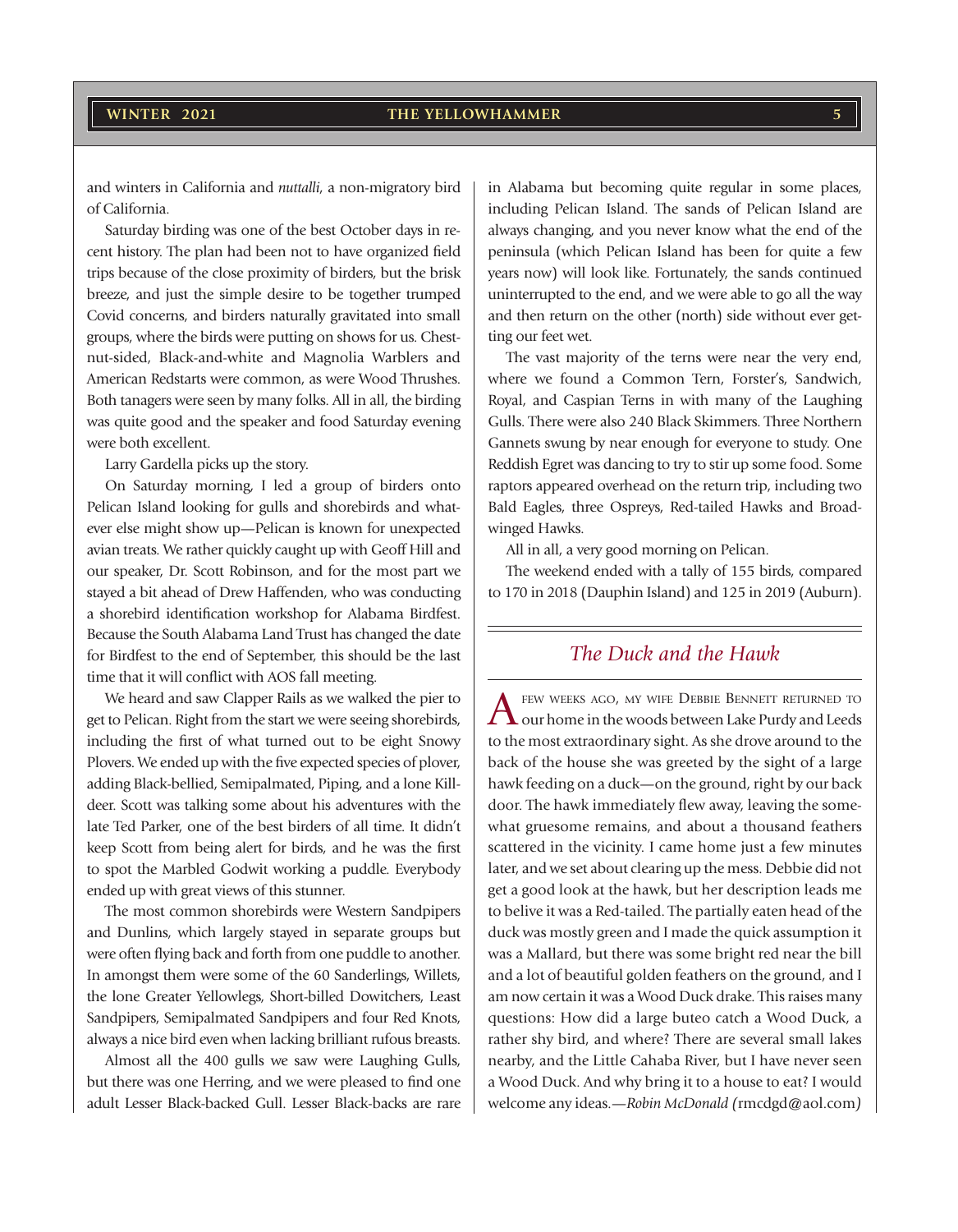and winters in California and *nuttalli*, a non-migratory bird of California.

Saturday birding was one of the best October days in recent history. The plan had been not to have organized field trips because of the close proximity of birders, but the brisk breeze, and just the simple desire to be together trumped Covid concerns, and birders naturally gravitated into small groups, where the birds were putting on shows for us. Chestnut-sided, Black-and-white and Magnolia Warblers and American Redstarts were common, as were Wood Thrushes. Both tanagers were seen by many folks. All in all, the birding was quite good and the speaker and food Saturday evening were both excellent.

Larry Gardella picks up the story.

On Saturday morning, I led a group of birders onto Pelican Island looking for gulls and shorebirds and whatever else might show up—Pelican is known for unexpected avian treats. We rather quickly caught up with Geoff Hill and our speaker, Dr. Scott Robinson, and for the most part we stayed a bit ahead of Drew Haffenden, who was conducting a shorebird identification workshop for Alabama Birdfest. Because the South Alabama Land Trust has changed the date for Birdfest to the end of September, this should be the last time that it will conflict with AOS fall meeting.

We heard and saw Clapper Rails as we walked the pier to get to Pelican. Right from the start we were seeing shorebirds, including the first of what turned out to be eight Snowy Plovers. We ended up with the five expected species of plover, adding Black-bellied, Semipalmated, Piping, and a lone Killdeer. Scott was talking some about his adventures with the late Ted Parker, one of the best birders of all time. It didn't keep Scott from being alert for birds, and he was the first to spot the Marbled Godwit working a puddle. Everybody ended up with great views of this stunner.

The most common shorebirds were Western Sandpipers and Dunlins, which largely stayed in separate groups but were often flying back and forth from one puddle to another. In amongst them were some of the 60 Sanderlings, Willets, the lone Greater Yellowlegs, Short-billed Dowitchers, Least Sandpipers, Semipalmated Sandpipers and four Red Knots, always a nice bird even when lacking brilliant rufous breasts.

Almost all the 400 gulls we saw were Laughing Gulls, but there was one Herring, and we were pleased to find one adult Lesser Black-backed Gull. Lesser Black-backs are rare in Alabama but becoming quite regular in some places, including Pelican Island. The sands of Pelican Island are always changing, and you never know what the end of the peninsula (which Pelican Island has been for quite a few years now) will look like. Fortunately, the sands continued uninterrupted to the end, and we were able to go all the way and then return on the other (north) side without ever getting our feet wet.

The vast majority of the terns were near the very end, where we found a Common Tern, Forster's, Sandwich, Royal, and Caspian Terns in with many of the Laughing Gulls. There were also 240 Black Skimmers. Three Northern Gannets swung by near enough for everyone to study. One Reddish Egret was dancing to try to stir up some food. Some raptors appeared overhead on the return trip, including two Bald Eagles, three Ospreys, Red-tailed Hawks and Broad-winged Hawks.

All in all, a very good morning on Pelican.

The weekend ended with a tally of 155 birds, compared to 170 in 2018 (Dauphin Island) and 125 in 2019 (Auburn).

## *The Duck and the Hawk*

A few weeks ago, my wife Debbie Bennett returned to our home in the woods between Lake Purdy and Leeds to the most extraordinary sight. As she drove around to the back of the house she was greeted by the sight of a large hawk feeding on a duck—on the ground, right by our back door. The hawk immediately flew away, leaving the somewhat gruesome remains, and about a thousand feathers scattered in the vicinity. I came home just a few minutes later, and we set about clearing up the mess. Debbie did not get a good look at the hawk, but her description leads me to belive it was a Red-tailed. The partially eaten head of the duck was mostly green and I made the quick assumption it was a Mallard, but there was some bright red near the bill and a lot of beautiful golden feathers on the ground, and I am now certain it was a Wood Duck drake. This raises many questions: How did a large buteo catch a Wood Duck, a rather shy bird, and where? There are several small lakes nearby, and the Little Cahaba River, but I have never seen a Wood Duck. And why bring it to a house to eat? I would welcome any ideas.—*Robin McDonald (*rmcdgd@aol.com*)*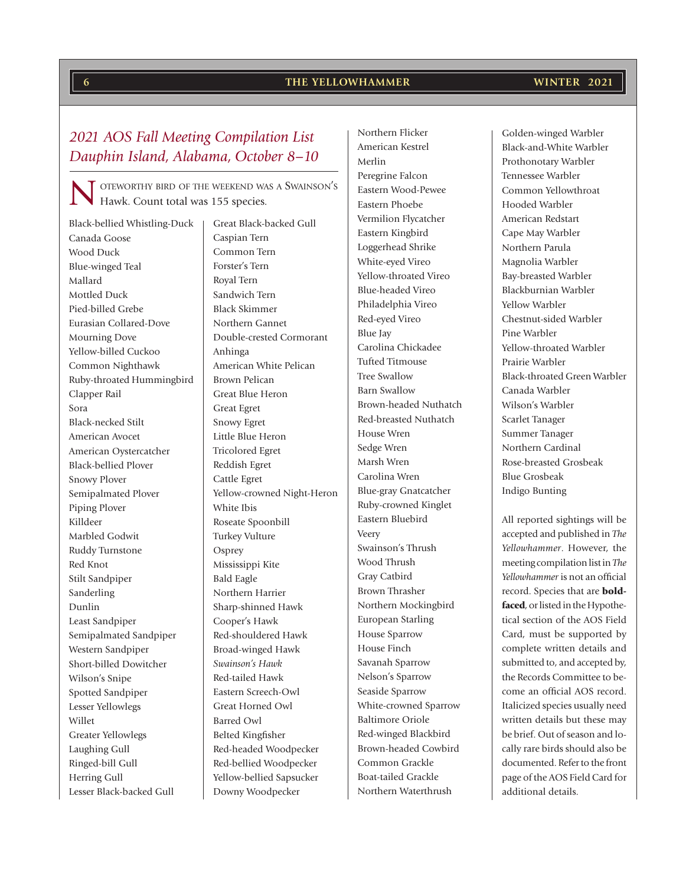## *2021 AOS Fall Meeting Compilation List*
## *Dauphin Island, Alabama, October 8–10*

Noteworthy bird of the weekend was a Swainson's Hawk. Count total was 155 species.

Black-bellied Whistling-Duck
Canada Goose
Wood Duck
Blue-winged Teal
Mallard
Mottled Duck
Pied-billed Grebe
Eurasian Collared-Dove
Mourning Dove
Yellow-billed Cuckoo
Common Nighthawk
Ruby-throated Hummingbird
Clapper Rail
Sora
Black-necked Stilt
American Avocet
American Oystercatcher
Black-bellied Plover
Snowy Plover
Semipalmated Plover
Piping Plover
Killdeer
Marbled Godwit
Ruddy Turnstone
Red Knot
Stilt Sandpiper
Sanderling
Dunlin
Least Sandpiper
Semipalmated Sandpiper
Western Sandpiper
Short-billed Dowitcher
Wilson's Snipe
Spotted Sandpiper
Lesser Yellowlegs
Willet
Greater Yellowlegs
Laughing Gull
Ringed-bill Gull
Herring Gull
Lesser Black-backed Gull
Great Black-backed Gull
Caspian Tern
Common Tern
Forster's Tern
Royal Tern
Sandwich Tern
Black Skimmer
Northern Gannet
Double-crested Cormorant
Anhinga
American White Pelican
Brown Pelican
Great Blue Heron
Great Egret
Snowy Egret
Little Blue Heron
Tricolored Egret
Reddish Egret
Cattle Egret
Yellow-crowned Night-Heron
White Ibis
Roseate Spoonbill
Turkey Vulture
Osprey
Mississippi Kite
Bald Eagle
Northern Harrier
Sharp-shinned Hawk
Cooper's Hawk
Red-shouldered Hawk
Broad-winged Hawk
*Swainson's Hawk*
Red-tailed Hawk
Eastern Screech-Owl
Great Horned Owl
Barred Owl
Belted Kingfisher
Red-headed Woodpecker
Red-bellied Woodpecker
Yellow-bellied Sapsucker
Downy Woodpecker
Northern Flicker
American Kestrel
Merlin
Peregrine Falcon
Eastern Wood-Pewee
Eastern Phoebe
Vermilion Flycatcher
Eastern Kingbird
Loggerhead Shrike
White-eyed Vireo
Yellow-throated Vireo
Blue-headed Vireo
Philadelphia Vireo
Red-eyed Vireo
Blue Jay
Carolina Chickadee
Tufted Titmouse
Tree Swallow
Barn Swallow
Brown-headed Nuthatch
Red-breasted Nuthatch
House Wren
Sedge Wren
Marsh Wren
Carolina Wren
Blue-gray Gnatcatcher
Ruby-crowned Kinglet
Eastern Bluebird
Veery
Swainson's Thrush
Wood Thrush
Gray Catbird
Brown Thrasher
Northern Mockingbird
European Starling
House Sparrow
House Finch
Savanah Sparrow
Nelson's Sparrow
Seaside Sparrow
White-crowned Sparrow
Baltimore Oriole
Red-winged Blackbird
Brown-headed Cowbird
Common Grackle
Boat-tailed Grackle
Northern Waterthrush
Golden-winged Warbler
Black-and-White Warbler
Prothonotary Warbler
Tennessee Warbler
Common Yellowthroat
Hooded Warbler
American Redstart
Cape May Warbler
Northern Parula
Magnolia Warbler
Bay-breasted Warbler
Blackburnian Warbler
Yellow Warbler
Chestnut-sided Warbler
Pine Warbler
Yellow-throated Warbler
Prairie Warbler
Black-throated Green Warbler
Canada Warbler
Wilson's Warbler
Scarlet Tanager
Summer Tanager
Northern Cardinal
Rose-breasted Grosbeak
Blue Grosbeak
Indigo Bunting

All reported sightings will be accepted and published in *The Yellowhammer*. However, the meeting compilation list in *The Yellowhammer* is not an official record. Species that are **boldfaced**, or listed in the Hypothetical section of the AOS Field Card, must be supported by complete written details and submitted to, and accepted by, the Records Committee to become an official AOS record. Italicized species usually need written details but these may be brief. Out of season and locally rare birds should also be documented. Refer to the front page of the AOS Field Card for additional details.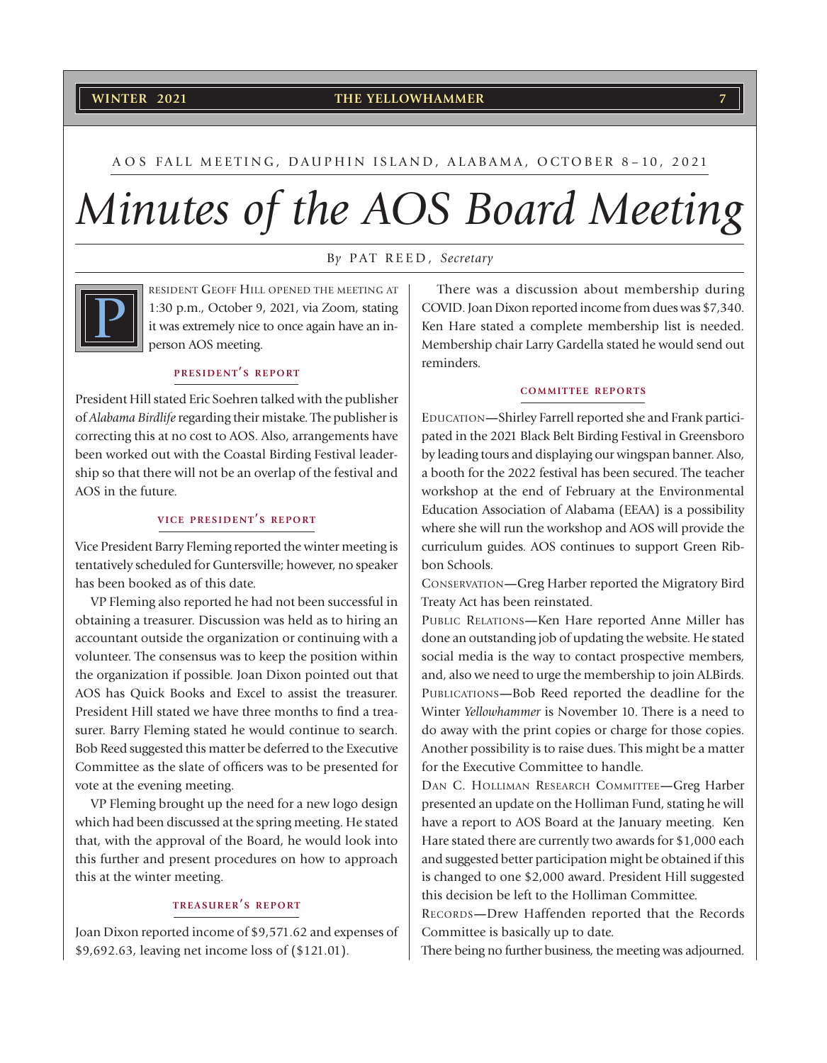AOS FALL MEETING, DAUPHIN ISLAND, ALABAMA, OCTOBER 8–10, 2021

# *Minutes of the AOS Board Meeting*

*By* PAT REED, *Secretary*

President Geoff Hill opened the meeting at 1:30 p.m., October 9, 2021, via Zoom, stating it was extremely nice to once again have an in-person AOS meeting.

### PRESIDENT'S REPORT

President Hill stated Eric Soehren talked with the publisher of *Alabama Birdlife* regarding their mistake. The publisher is correcting this at no cost to AOS. Also, arrangements have been worked out with the Coastal Birding Festival leadership so that there will not be an overlap of the festival and AOS in the future.

### VICE PRESIDENT'S REPORT

Vice President Barry Fleming reported the winter meeting is tentatively scheduled for Guntersville; however, no speaker has been booked as of this date.

VP Fleming also reported he had not been successful in obtaining a treasurer. Discussion was held as to hiring an accountant outside the organization or continuing with a volunteer. The consensus was to keep the position within the organization if possible. Joan Dixon pointed out that AOS has Quick Books and Excel to assist the treasurer. President Hill stated we have three months to find a treasurer. Barry Fleming stated he would continue to search. Bob Reed suggested this matter be deferred to the Executive Committee as the slate of officers was to be presented for vote at the evening meeting.

VP Fleming brought up the need for a new logo design which had been discussed at the spring meeting. He stated that, with the approval of the Board, he would look into this further and present procedures on how to approach this at the winter meeting.

### TREASURER'S REPORT

Joan Dixon reported income of $9,571.62 and expenses of $9,692.63, leaving net income loss of ($121.01).

There was a discussion about membership during COVID. Joan Dixon reported income from dues was $7,340. Ken Hare stated a complete membership list is needed. Membership chair Larry Gardella stated he would send out reminders.

### COMMITTEE REPORTS

EDUCATION—Shirley Farrell reported she and Frank participated in the 2021 Black Belt Birding Festival in Greensboro by leading tours and displaying our wingspan banner. Also, a booth for the 2022 festival has been secured. The teacher workshop at the end of February at the Environmental Education Association of Alabama (EEAA) is a possibility where she will run the workshop and AOS will provide the curriculum guides. AOS continues to support Green Ribbon Schools.

CONSERVATION—Greg Harber reported the Migratory Bird Treaty Act has been reinstated.

PUBLIC RELATIONS—Ken Hare reported Anne Miller has done an outstanding job of updating the website. He stated social media is the way to contact prospective members, and, also we need to urge the membership to join ALBirds.

PUBLICATIONS—Bob Reed reported the deadline for the Winter *Yellowhammer* is November 10. There is a need to do away with the print copies or charge for those copies. Another possibility is to raise dues. This might be a matter for the Executive Committee to handle.

DAN C. HOLLIMAN RESEARCH COMMITTEE—Greg Harber presented an update on the Holliman Fund, stating he will have a report to AOS Board at the January meeting. Ken Hare stated there are currently two awards for $1,000 each and suggested better participation might be obtained if this is changed to one $2,000 award. President Hill suggested this decision be left to the Holliman Committee.

RECORDS—Drew Haffenden reported that the Records Committee is basically up to date.

There being no further business, the meeting was adjourned.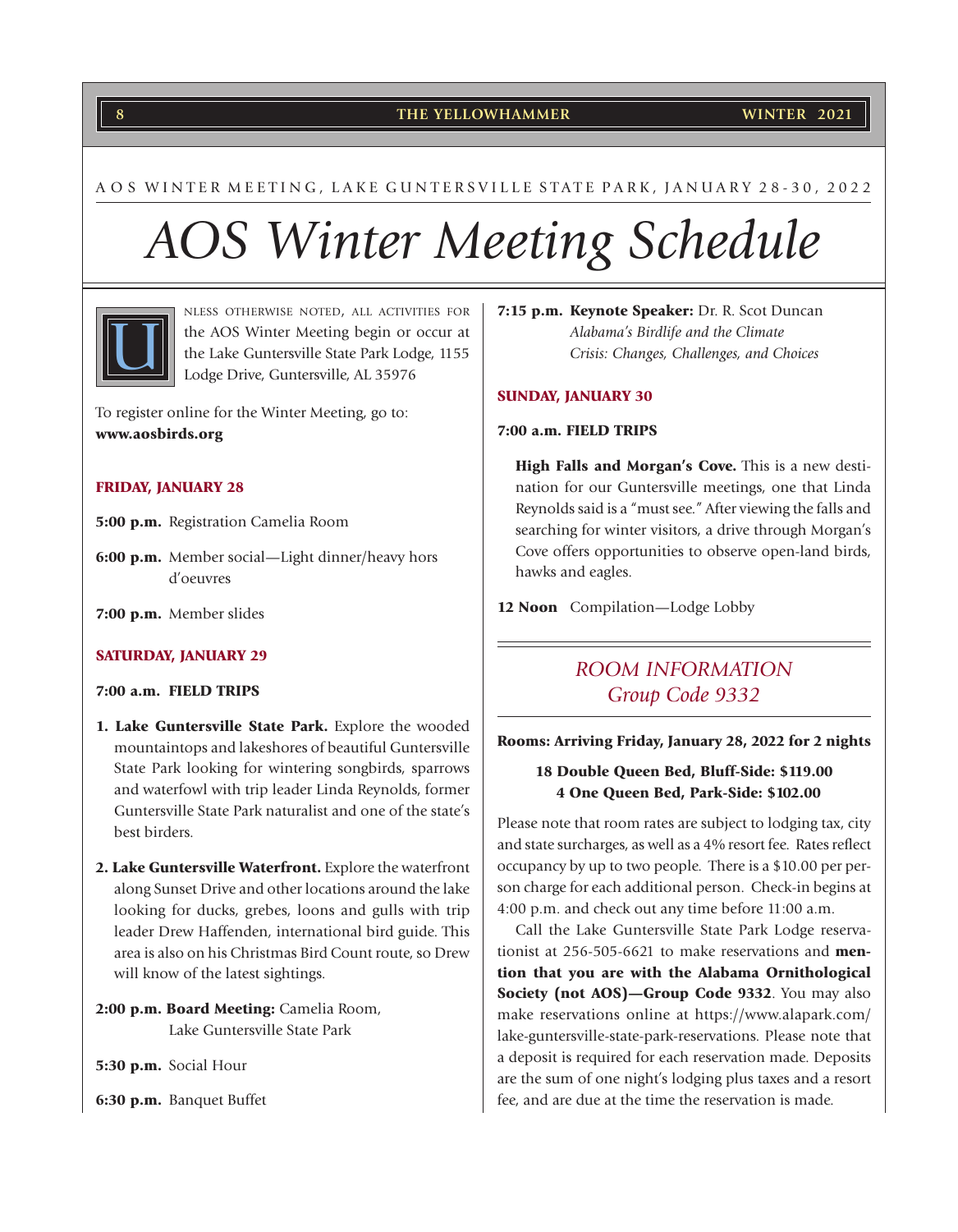AOS WINTER MEETING, LAKE GUNTERSVILLE STATE PARK, JANUARY 28-30, 2022

# *AOS Winter Meeting Schedule*

Unless otherwise noted, all activities for the AOS Winter Meeting begin or occur at the Lake Guntersville State Park Lodge, 1155 Lodge Drive, Guntersville, AL 35976

To register online for the Winter Meeting, go to: **www.aosbirds.org**

### FRIDAY, JANUARY 28

**5:00 p.m.** Registration Camelia Room

**6:00 p.m.** Member social—Light dinner/heavy hors d'oeuvres

**7:00 p.m.** Member slides

### SATURDAY, JANUARY 29

**7:00 a.m. FIELD TRIPS**

1. **Lake Guntersville State Park.** Explore the wooded mountaintops and lakeshores of beautiful Guntersville State Park looking for wintering songbirds, sparrows and waterfowl with trip leader Linda Reynolds, former Guntersville State Park naturalist and one of the state's best birders.

2. **Lake Guntersville Waterfront.** Explore the waterfront along Sunset Drive and other locations around the lake looking for ducks, grebes, loons and gulls with trip leader Drew Haffenden, international bird guide. This area is also on his Christmas Bird Count route, so Drew will know of the latest sightings.

**2:00 p.m. Board Meeting:** Camelia Room, Lake Guntersville State Park

**5:30 p.m.** Social Hour

**6:30 p.m.** Banquet Buffet

**7:15 p.m. Keynote Speaker:** Dr. R. Scot Duncan
*Alabama's Birdlife and the Climate Crisis: Changes, Challenges, and Choices*

### SUNDAY, JANUARY 30

**7:00 a.m. FIELD TRIPS**

**High Falls and Morgan's Cove.** This is a new destination for our Guntersville meetings, one that Linda Reynolds said is a "must see." After viewing the falls and searching for winter visitors, a drive through Morgan's Cove offers opportunities to observe open-land birds, hawks and eagles.

**12 Noon** Compilation—Lodge Lobby

## *ROOM INFORMATION*
## *Group Code 9332*

**Rooms: Arriving Friday, January 28, 2022 for 2 nights**

**18 Double Queen Bed, Bluff-Side: $119.00**
**4 One Queen Bed, Park-Side: $102.00**

Please note that room rates are subject to lodging tax, city and state surcharges, as well as a 4% resort fee. Rates reflect occupancy by up to two people. There is a $10.00 per person charge for each additional person. Check-in begins at 4:00 p.m. and check out any time before 11:00 a.m.

Call the Lake Guntersville State Park Lodge reservationist at 256-505-6621 to make reservations and **mention that you are with the Alabama Ornithological Society (not AOS)—Group Code 9332**. You may also make reservations online at https://www.alapark.com/lake-guntersville-state-park-reservations. Please note that a deposit is required for each reservation made. Deposits are the sum of one night's lodging plus taxes and a resort fee, and are due at the time the reservation is made.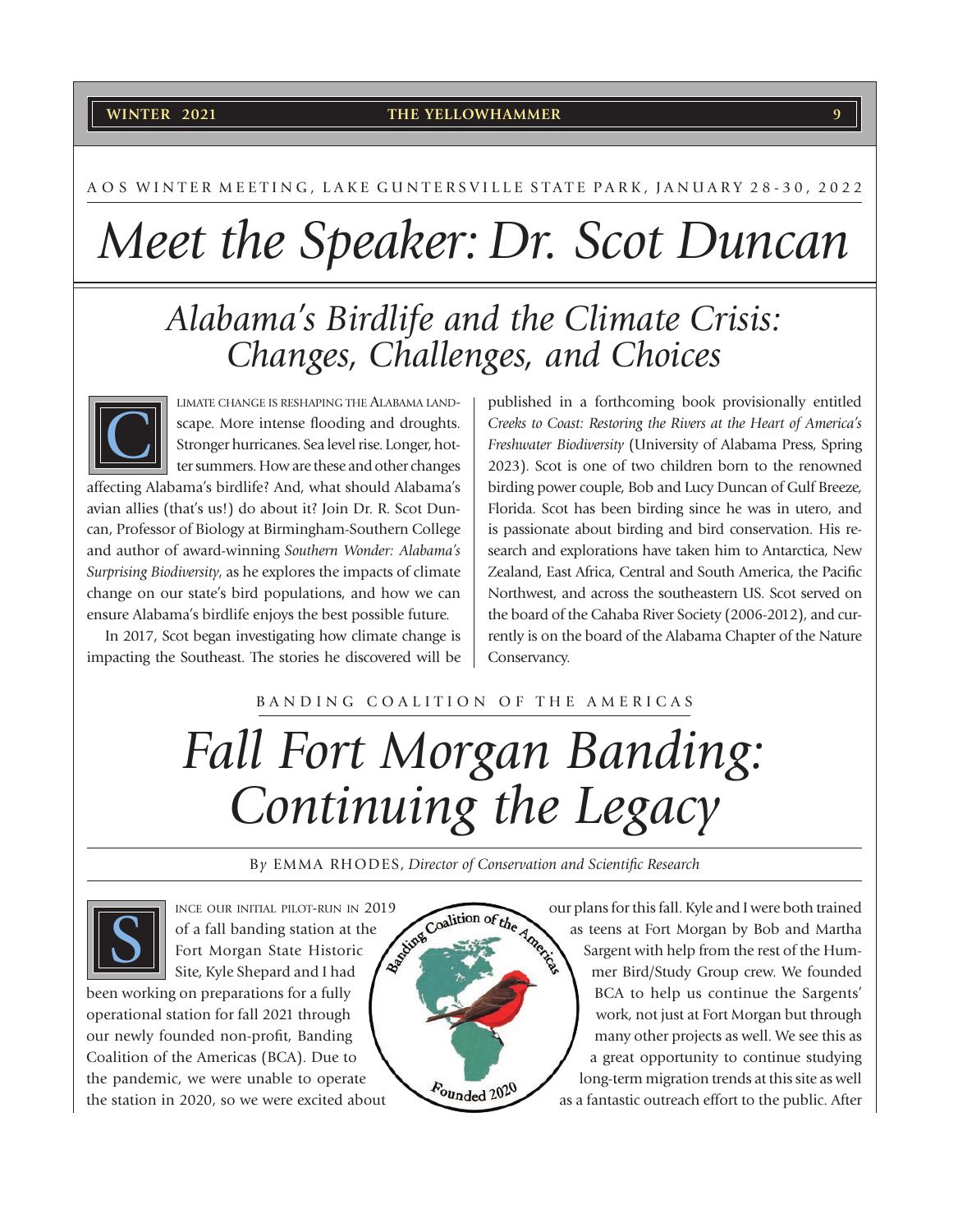AOS WINTER MEETING, LAKE GUNTERSVILLE STATE PARK, JANUARY 28-30, 2022

# Meet the Speaker: Dr. Scot Duncan

## Alabama's Birdlife and the Climate Crisis: Changes, Challenges, and Choices

Climate change is reshaping the Alabama landscape. More intense flooding and droughts. Stronger hurricanes. Sea level rise. Longer, hotter summers. How are these and other changes affecting Alabama's birdlife? And, what should Alabama's avian allies (that's us!) do about it? Join Dr. R. Scot Duncan, Professor of Biology at Birmingham-Southern College and author of award-winning *Southern Wonder: Alabama's Surprising Biodiversity*, as he explores the impacts of climate change on our state's bird populations, and how we can ensure Alabama's birdlife enjoys the best possible future.

In 2017, Scot began investigating how climate change is impacting the Southeast. The stories he discovered will be published in a forthcoming book provisionally entitled *Creeks to Coast: Restoring the Rivers at the Heart of America's Freshwater Biodiversity* (University of Alabama Press, Spring 2023). Scot is one of two children born to the renowned birding power couple, Bob and Lucy Duncan of Gulf Breeze, Florida. Scot has been birding since he was in utero, and is passionate about birding and bird conservation. His research and explorations have taken him to Antarctica, New Zealand, East Africa, Central and South America, the Pacific Northwest, and across the southeastern US. Scot served on the board of the Cahaba River Society (2006-2012), and currently is on the board of the Alabama Chapter of the Nature Conservancy.

BANDING COALITION OF THE AMERICAS

# Fall Fort Morgan Banding: Continuing the Legacy

By EMMA RHODES, *Director of Conservation and Scientific Research*

Since our initial pilot-run in 2019 of a fall banding station at the Fort Morgan State Historic Site, Kyle Shepard and I had been working on preparations for a fully operational station for fall 2021 through our newly founded non-profit, Banding Coalition of the Americas (BCA). Due to the pandemic, we were unable to operate the station in 2020, so we were excited about our plans for this fall. Kyle and I were both trained as teens at Fort Morgan by Bob and Martha Sargent with help from the rest of the Hummer Bird/Study Group crew. We founded BCA to help us continue the Sargents' work, not just at Fort Morgan but through many other projects as well. We see this as a great opportunity to continue studying long-term migration trends at this site as well as a fantastic outreach effort to the public. After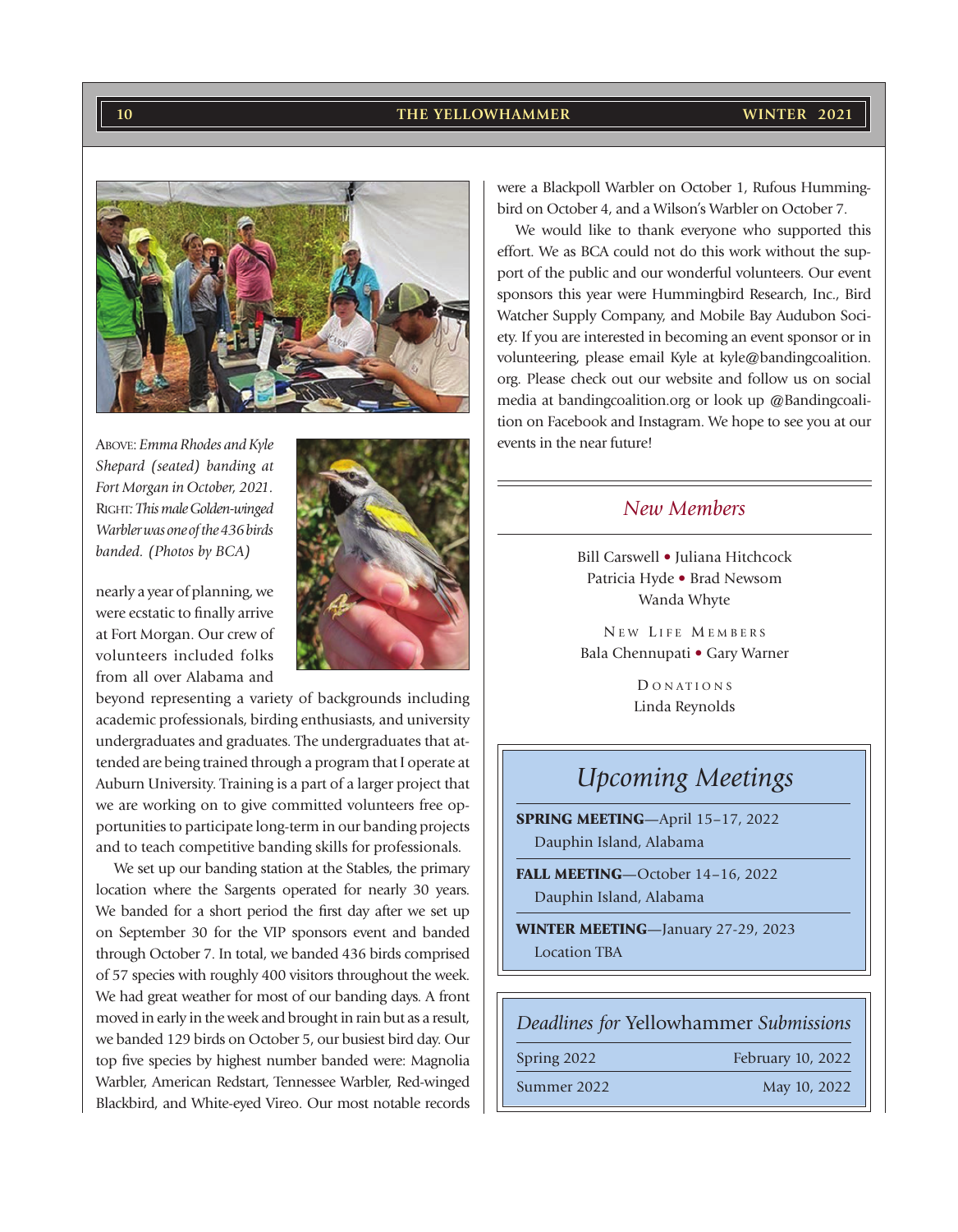ABOVE: *Emma Rhodes and Kyle Shepard (seated) banding at Fort Morgan in October, 2021.* RIGHT: *This male Golden-winged Warbler was one of the 436 birds banded. (Photos by BCA)*

nearly a year of planning, we were ecstatic to finally arrive at Fort Morgan. Our crew of volunteers included folks from all over Alabama and beyond representing a variety of backgrounds including academic professionals, birding enthusiasts, and university undergraduates and graduates. The undergraduates that attended are being trained through a program that I operate at Auburn University. Training is a part of a larger project that we are working on to give committed volunteers free opportunities to participate long-term in our banding projects and to teach competitive banding skills for professionals.

We set up our banding station at the Stables, the primary location where the Sargents operated for nearly 30 years. We banded for a short period the first day after we set up on September 30 for the VIP sponsors event and banded through October 7. In total, we banded 436 birds comprised of 57 species with roughly 400 visitors throughout the week. We had great weather for most of our banding days. A front moved in early in the week and brought in rain but as a result, we banded 129 birds on October 5, our busiest bird day. Our top five species by highest number banded were: Magnolia Warbler, American Redstart, Tennessee Warbler, Red-winged Blackbird, and White-eyed Vireo. Our most notable records were a Blackpoll Warbler on October 1, Rufous Hummingbird on October 4, and a Wilson's Warbler on October 7.

We would like to thank everyone who supported this effort. We as BCA could not do this work without the support of the public and our wonderful volunteers. Our event sponsors this year were Hummingbird Research, Inc., Bird Watcher Supply Company, and Mobile Bay Audubon Society. If you are interested in becoming an event sponsor or in volunteering, please email Kyle at kyle@bandingcoalition.org. Please check out our website and follow us on social media at bandingcoalition.org or look up @Bandingcoalition on Facebook and Instagram. We hope to see you at our events in the near future!

## *New Members*

Bill Carswell • Juliana Hitchcock
Patricia Hyde • Brad Newsom
Wanda Whyte

NEW LIFE MEMBERS

Bala Chennupati • Gary Warner

DONATIONS

Linda Reynolds

## *Upcoming Meetings*

**SPRING MEETING**—April 15–17, 2022
Dauphin Island, Alabama

**FALL MEETING**—October 14–16, 2022
Dauphin Island, Alabama

**WINTER MEETING**—January 27-29, 2023
Location TBA

## *Deadlines for* Yellowhammer *Submissions*

| | |
|---|---|
| Spring 2022 | February 10, 2022 |
| Summer 2022 | May 10, 2022 |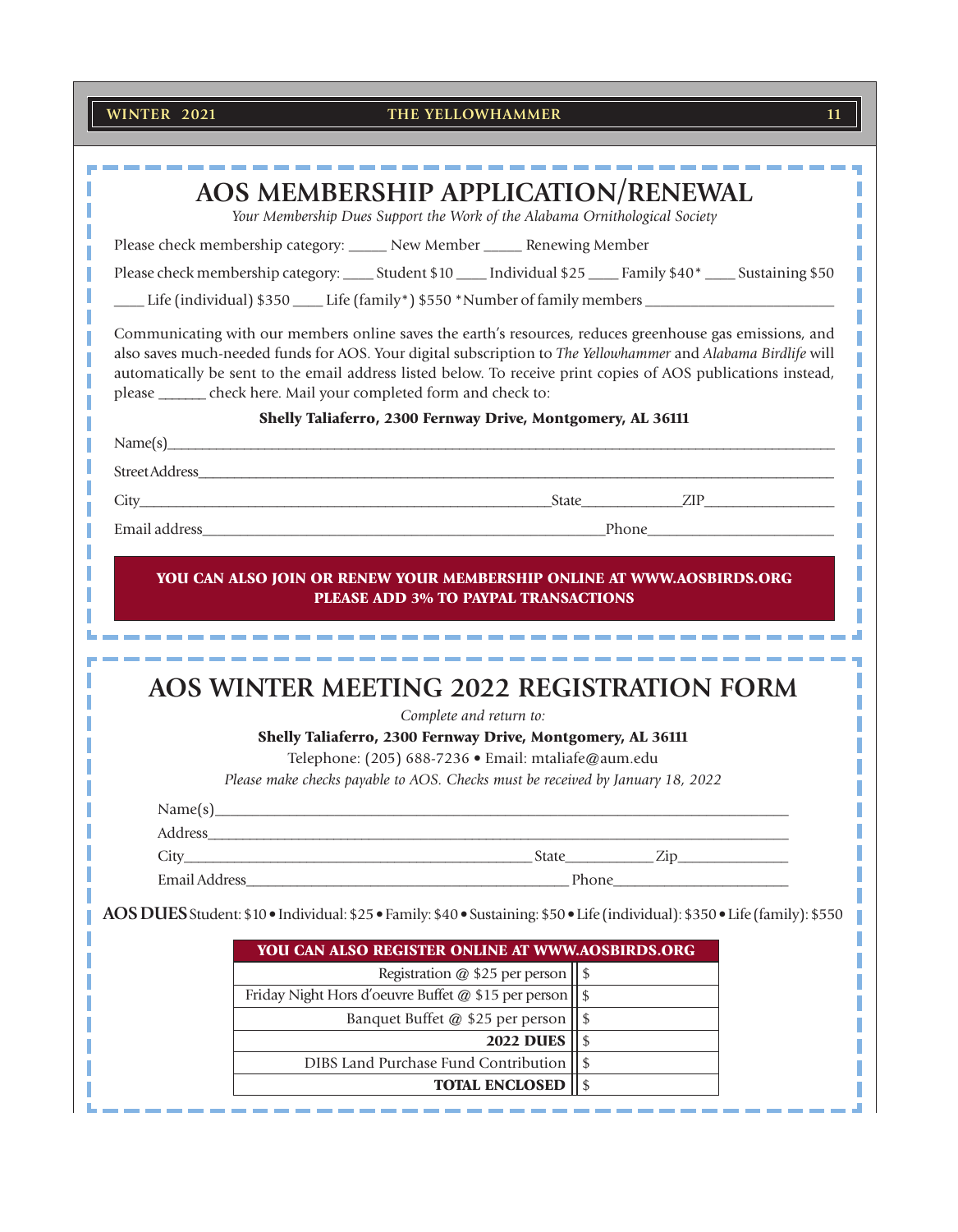# AOS MEMBERSHIP APPLICATION/RENEWAL

*Your Membership Dues Support the Work of the Alabama Ornithological Society*

Please check membership category: _____ New Member _____ Renewing Member

Please check membership category: ____ Student $10 ____ Individual $25 ____ Family $40* ____ Sustaining $50

____ Life (individual) $350 ____ Life (family*) $550 *Number of family members ________________________

Communicating with our members online saves the earth's resources, reduces greenhouse gas emissions, and also saves much-needed funds for AOS. Your digital subscription to *The Yellowhammer* and *Alabama Birdlife* will automatically be sent to the email address listed below. To receive print copies of AOS publications instead, please ______ check here. Mail your completed form and check to:

**Shelly Taliaferro, 2300 Fernway Drive, Montgomery, AL 36111**

Name(s)________________________________________________________________________________

Street Address__________________________________________________________________________

City__________________________________________________State_____________ZIP_________________

Email address_______________________________________________Phone________________________

**YOU CAN ALSO JOIN OR RENEW YOUR MEMBERSHIP ONLINE AT WWW.AOSBIRDS.ORG**
**PLEASE ADD 3% TO PAYPAL TRANSACTIONS**

# AOS WINTER MEETING 2022 REGISTRATION FORM

*Complete and return to:*

**Shelly Taliaferro, 2300 Fernway Drive, Montgomery, AL 36111**

Telephone: (205) 688-7236 • Email: mtaliafe@aum.edu

*Please make checks payable to AOS. Checks must be received by January 18, 2022*

Name(s)________________________________________________________________________

Address________________________________________________________________________

City______________________________________________State___________Zip______________

Email Address__________________________________________ Phone_______________________

**AOS DUES** Student: $10 • Individual: $25 • Family: $40 • Sustaining: $50 • Life (individual): $350 • Life (family): $550

| YOU CAN ALSO REGISTER ONLINE AT WWW.AOSBIRDS.ORG | |
|---|---|
| Registration @ $25 per person | $ |
| Friday Night Hors d'oeuvre Buffet @ $15 per person | $ |
| Banquet Buffet @ $25 per person | $ |
| **2022 DUES** | $ |
| DIBS Land Purchase Fund Contribution | $ |
| **TOTAL ENCLOSED** | $ |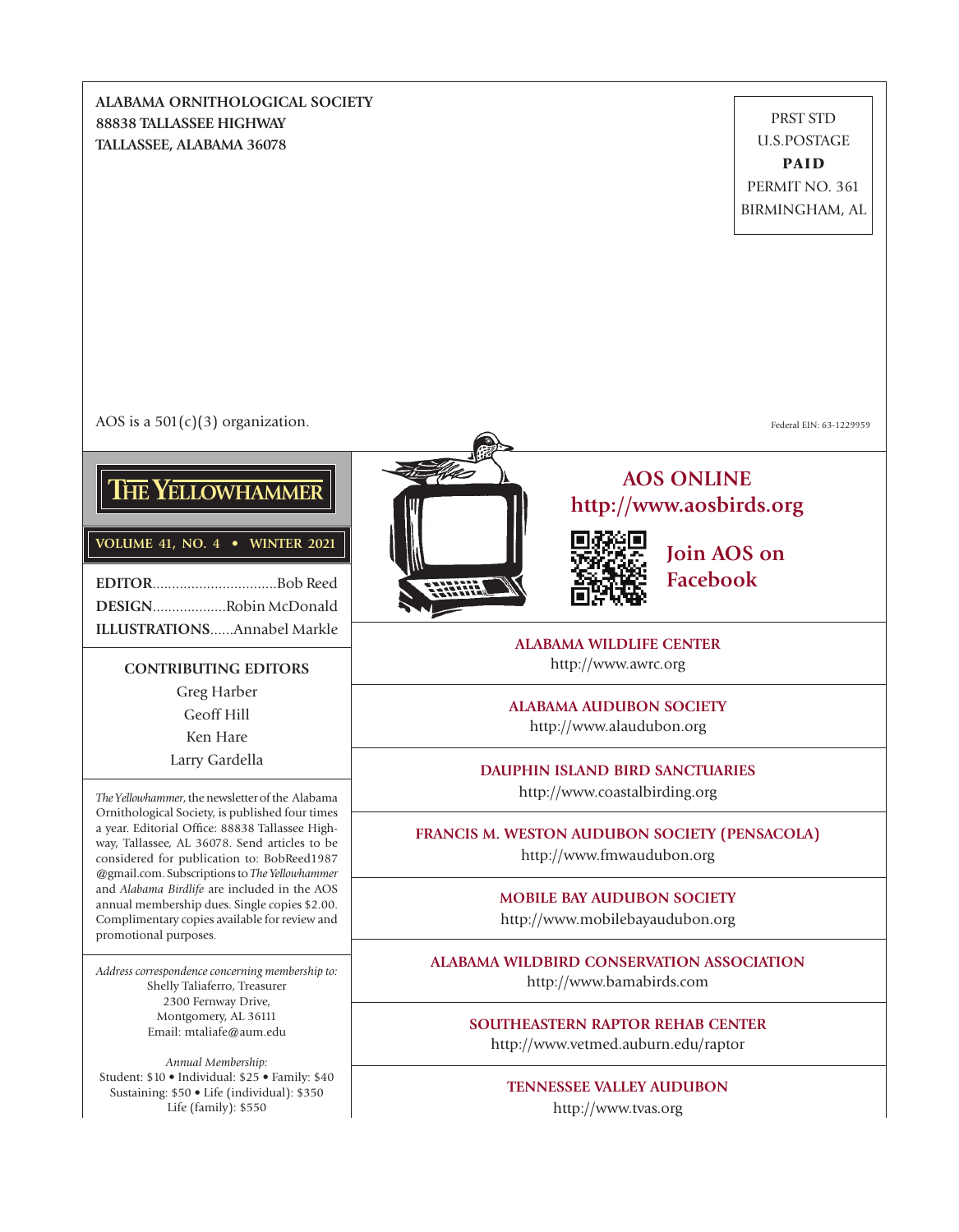**ALABAMA ORNITHOLOGICAL SOCIETY**
**88838 TALLASSEE HIGHWAY**
**TALLASSEE, ALABAMA 36078**

PRST STD
U.S.POSTAGE
**PAID**
PERMIT NO. 361
BIRMINGHAM, AL

AOS is a 501(c)(3) organization.

Federal EIN: 63-1229959

# THE YELLOWHAMMER

**VOLUME 41, NO. 4 • WINTER 2021**

**EDITOR**................................Bob Reed
**DESIGN**...................Robin McDonald
**ILLUSTRATIONS**......Annabel Markle

**CONTRIBUTING EDITORS**

Greg Harber
Geoff Hill
Ken Hare
Larry Gardella

*The Yellowhammer*, the newsletter of the Alabama Ornithological Society, is published four times a year. Editorial Office: 88838 Tallassee Highway, Tallassee, AL 36078. Send articles to be considered for publication to: BobReed1987@gmail.com. Subscriptions to *The Yellowhammer* and *Alabama Birdlife* are included in the AOS annual membership dues. Single copies $2.00. Complimentary copies available for review and promotional purposes.

*Address correspondence concerning membership to:*
Shelly Taliaferro, Treasurer
2300 Fernway Drive,
Montgomery, AL 36111
Email: mtaliafe@aum.edu

*Annual Membership:*
Student: $10 • Individual: $25 • Family: $40
Sustaining: $50 • Life (individual): $350
Life (family): $550

## AOS ONLINE
## http://www.aosbirds.org

**Join AOS on Facebook**

**ALABAMA WILDLIFE CENTER**
http://www.awrc.org

**ALABAMA AUDUBON SOCIETY**
http://www.alaudubon.org

**DAUPHIN ISLAND BIRD SANCTUARIES**
http://www.coastalbirding.org

**FRANCIS M. WESTON AUDUBON SOCIETY (PENSACOLA)**
http://www.fmwaudubon.org

**MOBILE BAY AUDUBON SOCIETY**
http://www.mobilebayaudubon.org

**ALABAMA WILDBIRD CONSERVATION ASSOCIATION**
http://www.bamabirds.com

**SOUTHEASTERN RAPTOR REHAB CENTER**
http://www.vetmed.auburn.edu/raptor

**TENNESSEE VALLEY AUDUBON**
http://www.tvas.org